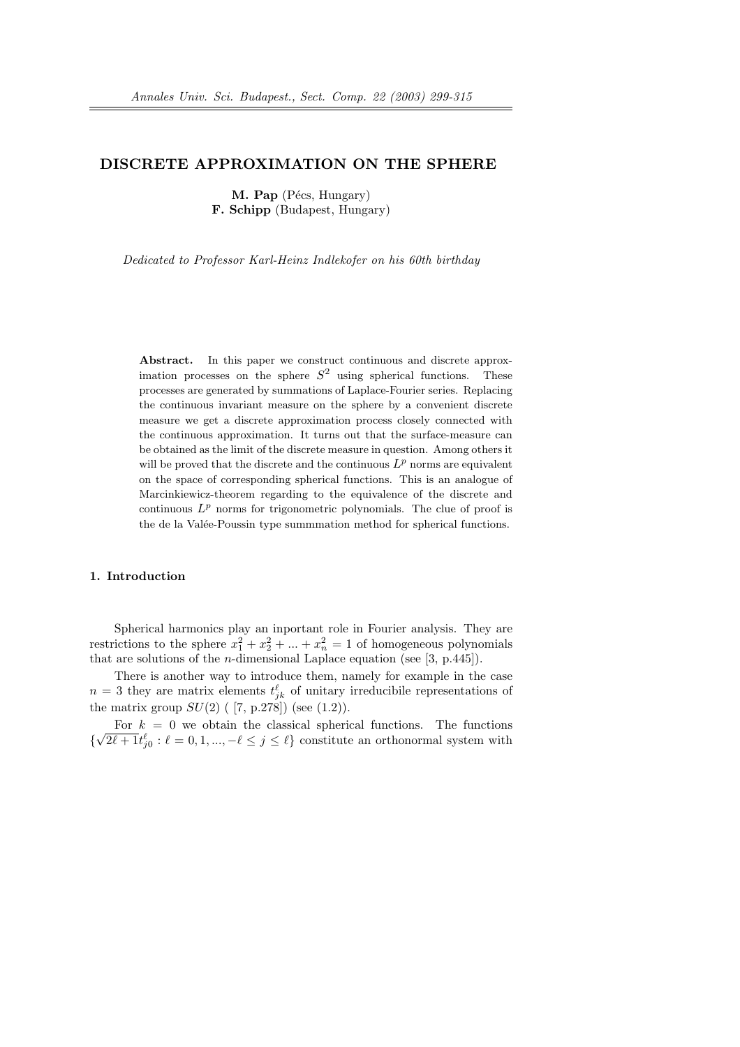# DISCRETE APPROXIMATION ON THE SPHERE

**M. Pap** (Pécs, Hungary)
**F. Schipp** (Budapest, Hungary)

*Dedicated to Professor Karl-Heinz Indlekofer on his 60th birthday*

**Abstract.** In this paper we construct continuous and discrete approximation processes on the sphere $S^2$ using spherical functions. These processes are generated by summations of Laplace-Fourier series. Replacing the continuous invariant measure on the sphere by a convenient discrete measure we get a discrete approximation process closely connected with the continuous approximation. It turns out that the surface-measure can be obtained as the limit of the discrete measure in question. Among others it will be proved that the discrete and the continuous $L^p$ norms are equivalent on the space of corresponding spherical functions. This is an analogue of Marcinkiewicz-theorem regarding to the equivalence of the discrete and continuous $L^p$ norms for trigonometric polynomials. The clue of proof is the de la Valée-Poussin type summmation method for spherical functions.

## 1. Introduction

Spherical harmonics play an inportant role in Fourier analysis. They are restrictions to the sphere $x_1^2 + x_2^2 + ... + x_n^2 = 1$ of homogeneous polynomials that are solutions of the $n$-dimensional Laplace equation (see [3, p.445]).

There is another way to introduce them, namely for example in the case $n = 3$ they are matrix elements $t_{jk}^{\ell}$ of unitary irreducibile representations of the matrix group $SU(2)$ ( [7, p.278]) (see (1.2)).

For $k = 0$ we obtain the classical spherical functions. The functions $\{\sqrt{2\ell+1}t_{j0}^{\ell} : \ell = 0, 1, ..., -\ell \leq j \leq \ell\}$ constitute an orthonormal system with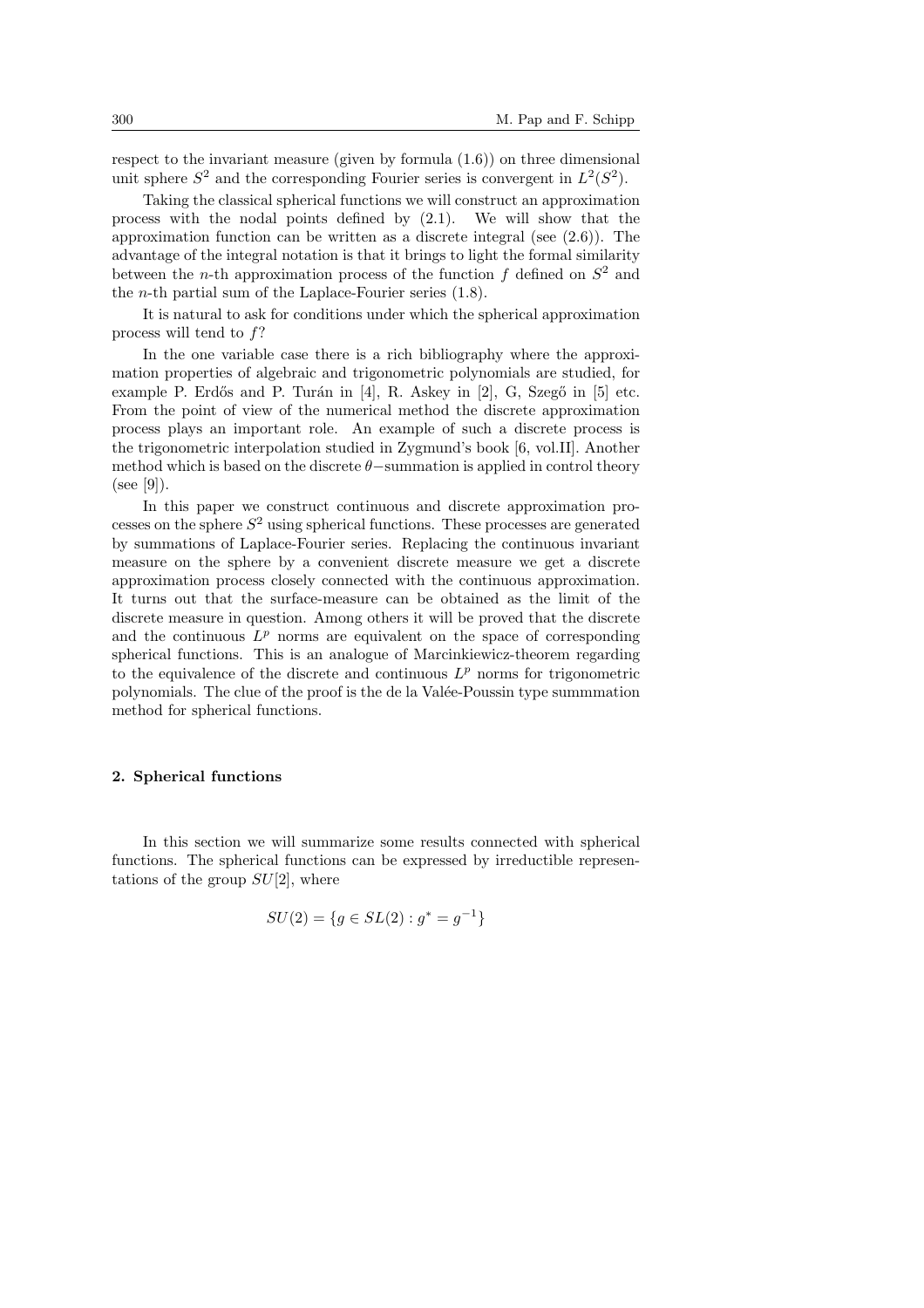respect to the invariant measure (given by formula (1.6)) on three dimensional unit sphere $S^2$ and the corresponding Fourier series is convergent in $L^2(S^2)$.

Taking the classical spherical functions we will construct an approximation process with the nodal points defined by (2.1). We will show that the approximation function can be written as a discrete integral (see (2.6)). The advantage of the integral notation is that it brings to light the formal similarity between the $n$-th approximation process of the function $f$ defined on $S^2$ and the $n$-th partial sum of the Laplace-Fourier series (1.8).

It is natural to ask for conditions under which the spherical approximation process will tend to $f$?

In the one variable case there is a rich bibliography where the approximation properties of algebraic and trigonometric polynomials are studied, for example P. Erdős and P. Turán in [4], R. Askey in [2], G, Szegő in [5] etc. From the point of view of the numerical method the discrete approximation process plays an important role. An example of such a discrete process is the trigonometric interpolation studied in Zygmund's book [6, vol.II]. Another method which is based on the discrete $\theta-$summation is applied in control theory (see [9]).

In this paper we construct continuous and discrete approximation processes on the sphere $S^2$ using spherical functions. These processes are generated by summations of Laplace-Fourier series. Replacing the continuous invariant measure on the sphere by a convenient discrete measure we get a discrete approximation process closely connected with the continuous approximation. It turns out that the surface-measure can be obtained as the limit of the discrete measure in question. Among others it will be proved that the discrete and the continuous $L^p$ norms are equivalent on the space of corresponding spherical functions. This is an analogue of Marcinkiewicz-theorem regarding to the equivalence of the discrete and continuous $L^p$ norms for trigonometric polynomials. The clue of the proof is the de la Valée-Poussin type summmation method for spherical functions.

## 2. Spherical functions

In this section we will summarize some results connected with spherical functions. The spherical functions can be expressed by irreductible representations of the group $SU[2]$, where

$$SU(2) = \{g \in SL(2) : g^* = g^{-1}\}$$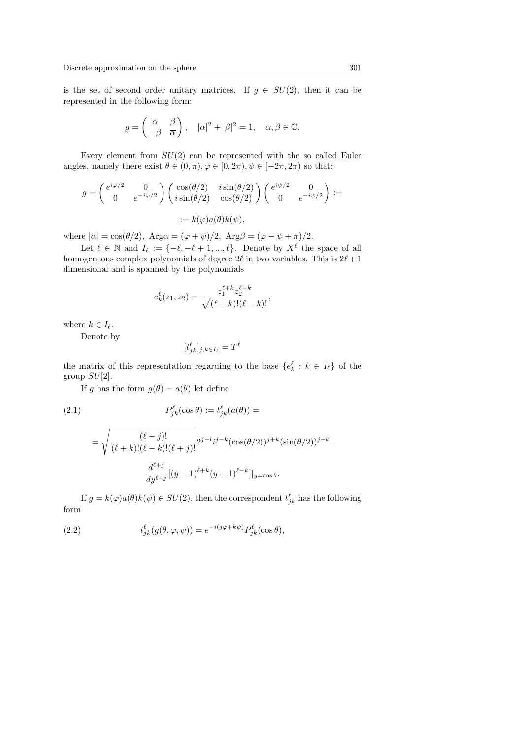is the set of second order unitary matrices. If $g \in SU(2)$, then it can be represented in the following form:

$$g = \begin{pmatrix} \alpha & \beta \\ -\overline{\beta} & \overline{\alpha} \end{pmatrix}, \quad |\alpha|^2 + |\beta|^2 = 1, \quad \alpha, \beta \in \mathbb{C}.$$

Every element from $SU(2)$ can be represented with the so called Euler angles, namely there exist $\theta \in (0, \pi), \varphi \in [0, 2\pi), \psi \in [-2\pi, 2\pi)$ so that:

$$g = \begin{pmatrix} e^{i\varphi/2} & 0 \\ 0 & e^{-i\varphi/2} \end{pmatrix} \begin{pmatrix} \cos(\theta/2) & i\sin(\theta/2) \\ i\sin(\theta/2) & \cos(\theta/2) \end{pmatrix} \begin{pmatrix} e^{i\psi/2} & 0 \\ 0 & e^{-i\psi/2} \end{pmatrix} :=$$

$$:= k(\varphi)a(\theta)k(\psi),$$

where $|\alpha| = \cos(\theta/2)$, $\text{Arg}\alpha = (\varphi + \psi)/2$, $\text{Arg}\beta = (\varphi - \psi + \pi)/2$.

Let $\ell \in \mathbb{N}$ and $I_\ell := \{-\ell, -\ell+1, ..., \ell\}$. Denote by $X^\ell$ the space of all homogeneous complex polynomials of degree $2\ell$ in two variables. This is $2\ell + 1$ dimensional and is spanned by the polynomials

$$e_k^\ell(z_1, z_2) = \frac{z_1^{\ell+k} z_2^{\ell-k}}{\sqrt{(\ell+k)!(\ell-k)!}},$$

where $k \in I_\ell$.

Denote by

$$[t_{jk}^\ell]_{j,k \in I_\ell} = T^\ell$$

the matrix of this representation regarding to the base $\{e_k^\ell : k \in I_\ell\}$ of the group $SU[2]$.

If $g$ has the form $g(\theta) = a(\theta)$ let define

$$P_{jk}^\ell(\cos\theta) := t_{jk}^\ell(a(\theta)) = \tag{2.1}$$

$$= \sqrt{\frac{(\ell-j)!}{(\ell+k)!(\ell-k)!(\ell+j)!}} 2^{j-l} i^{j-k} (\cos(\theta/2))^{j+k} (\sin(\theta/2))^{j-k}.$$

$$\frac{d^{\ell+j}}{dy^{\ell+j}} [(y-1)^{\ell+k}(y+1)^{\ell-k}]|_{y=\cos\theta}.$$

If $g = k(\varphi)a(\theta)k(\psi) \in SU(2)$, then the correspondent $t_{jk}^\ell$ has the following form

$$t_{jk}^\ell(g(\theta, \varphi, \psi)) = e^{-i(j\varphi + k\psi)} P_{jk}^\ell(\cos\theta), \tag{2.2}$$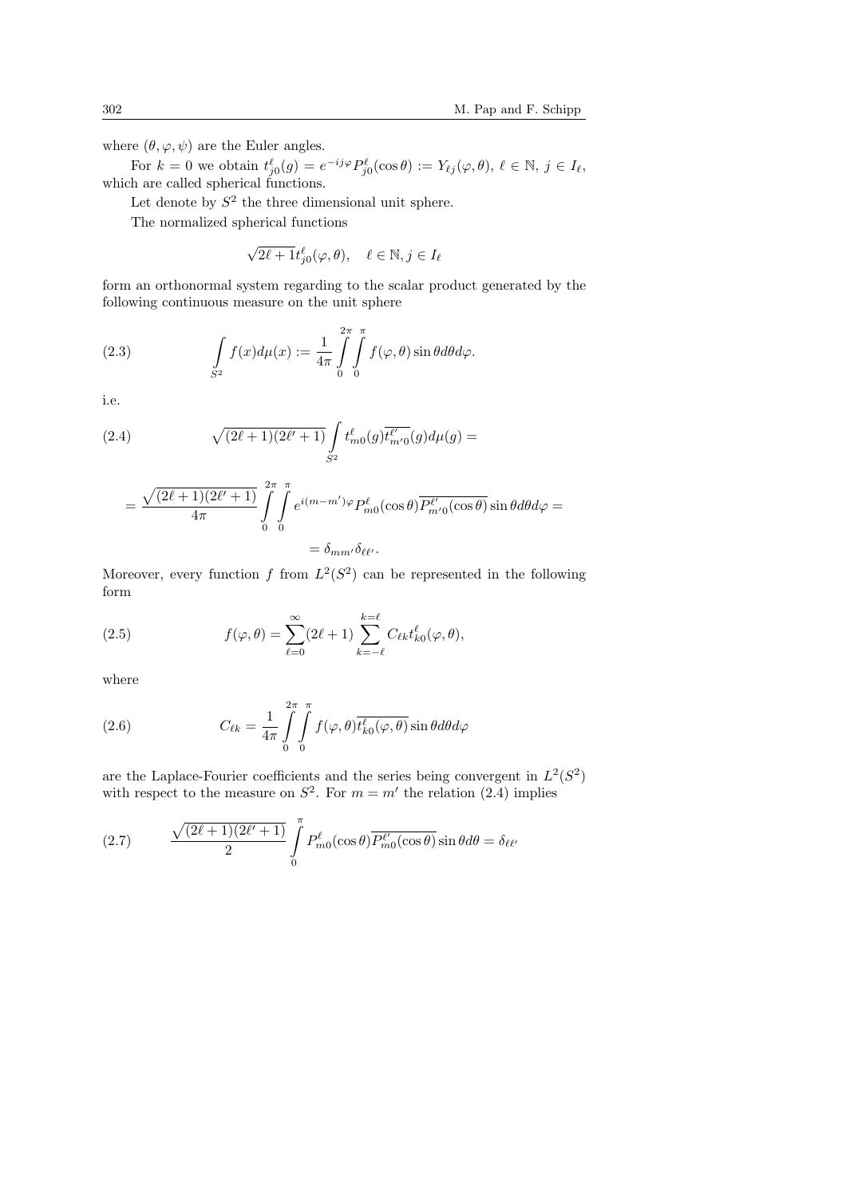where $(\theta, \varphi, \psi)$ are the Euler angles.

For $k = 0$ we obtain $t^{\ell}_{j0}(g) = e^{-ij\varphi} P^{\ell}_{j0}(\cos\theta) := Y_{\ell j}(\varphi, \theta)$, $\ell \in \mathbb{N}$, $j \in I_{\ell}$, which are called spherical functions.

Let denote by $S^2$ the three dimensional unit sphere.

The normalized spherical functions

$$\sqrt{2\ell+1}\, t^{\ell}_{j0}(\varphi, \theta), \quad \ell \in \mathbb{N}, j \in I_{\ell}$$

form an orthonormal system regarding to the scalar product generated by the following continuous measure on the unit sphere

$$\int_{S^2} f(x) d\mu(x) := \frac{1}{4\pi} \int_0^{2\pi} \int_0^{\pi} f(\varphi, \theta) \sin\theta d\theta d\varphi. \tag{2.3}$$

i.e.

$$\sqrt{(2\ell+1)(2\ell'+1)} \int_{S^2} t^{\ell}_{m0}(g) \overline{t^{\ell'}_{m'0}}(g) d\mu(g) = \tag{2.4}$$

$$= \frac{\sqrt{(2\ell+1)(2\ell'+1)}}{4\pi} \int_0^{2\pi} \int_0^{\pi} e^{i(m-m')\varphi} P^{\ell}_{m0}(\cos\theta) \overline{P^{\ell'}_{m'0}(\cos\theta)} \sin\theta d\theta d\varphi =$$

$$= \delta_{mm'} \delta_{\ell\ell'}.$$

Moreover, every function $f$ from $L^2(S^2)$ can be represented in the following form

$$f(\varphi, \theta) = \sum_{\ell=0}^{\infty} (2\ell+1) \sum_{k=-\ell}^{k=\ell} C_{\ell k} t^{\ell}_{k0}(\varphi, \theta), \tag{2.5}$$

where

$$C_{\ell k} = \frac{1}{4\pi} \int_0^{2\pi} \int_0^{\pi} f(\varphi, \theta) \overline{t^{\ell}_{k0}(\varphi, \theta)} \sin\theta d\theta d\varphi \tag{2.6}$$

are the Laplace-Fourier coefficients and the series being convergent in $L^2(S^2)$ with respect to the measure on $S^2$. For $m = m'$ the relation (2.4) implies

$$\frac{\sqrt{(2\ell+1)(2\ell'+1)}}{2} \int_0^{\pi} P^{\ell}_{m0}(\cos\theta) \overline{P^{\ell'}_{m0}(\cos\theta)} \sin\theta d\theta = \delta_{\ell\ell'} \tag{2.7}$$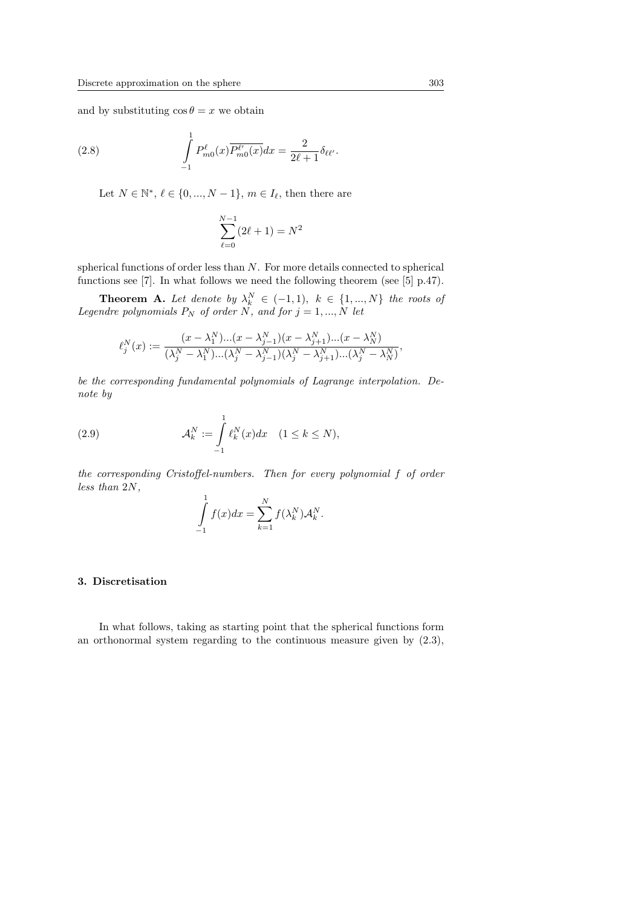and by substituting $\cos\theta = x$ we obtain

$$\int_{-1}^{1} P_{m0}^{\ell}(x)\overline{P_{m0}^{\ell'}(x)}dx = \frac{2}{2\ell+1}\delta_{\ell\ell'}. \tag{2.8}$$

Let $N \in \mathbb{N}^*$, $\ell \in \{0, ..., N-1\}$, $m \in I_\ell$, then there are

$$\sum_{\ell=0}^{N-1}(2\ell+1) = N^2$$

spherical functions of order less than $N$. For more details connected to spherical functions see [7]. In what follows we need the following theorem (see [5] p.47).

**Theorem A.** *Let denote by $\lambda_k^N \in (-1,1)$, $k \in \{1, ..., N\}$ the roots of Legendre polynomials $P_N$ of order $N$, and for $j = 1, ..., N$ let*

$$\ell_j^N(x) := \frac{(x-\lambda_1^N)...(x-\lambda_{j-1}^N)(x-\lambda_{j+1}^N)...(x-\lambda_N^N)}{(\lambda_j^N-\lambda_1^N)...(\lambda_j^N-\lambda_{j-1}^N)(\lambda_j^N-\lambda_{j+1}^N)...(\lambda_j^N-\lambda_N^N)},$$

*be the corresponding fundamental polynomials of Lagrange interpolation. Denote by*

$$\mathcal{A}_k^N := \int_{-1}^{1} \ell_k^N(x)dx \quad (1 \le k \le N), \tag{2.9}$$

*the corresponding Cristoffel-numbers. Then for every polynomial $f$ of order less than $2N$,*

$$\int_{-1}^{1} f(x)dx = \sum_{k=1}^{N} f(\lambda_k^N)\mathcal{A}_k^N.$$

## 3. Discretisation

In what follows, taking as starting point that the spherical functions form an orthonormal system regarding to the continuous measure given by (2.3),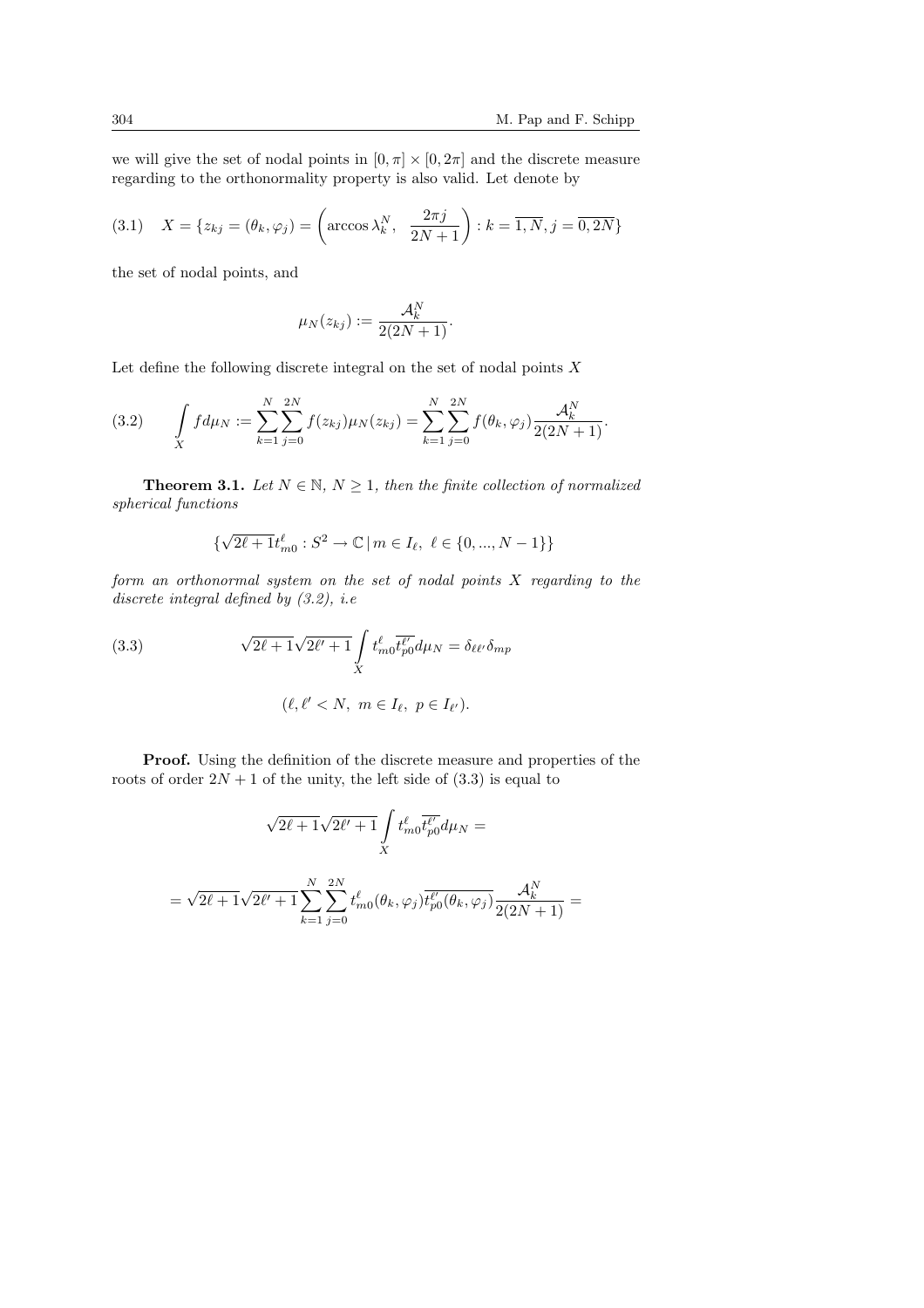we will give the set of nodal points in $[0, \pi] \times [0, 2\pi]$ and the discrete measure regarding to the orthonormality property is also valid. Let denote by

$$
(3.1) \quad X = \{z_{kj} = (\theta_k, \varphi_j) = \left(\arccos \lambda_k^N, \ \frac{2\pi j}{2N+1}\right) : k = \overline{1, N}, j = \overline{0, 2N}\}
$$

the set of nodal points, and

$$
\mu_N(z_{kj}) := \frac{\mathcal{A}_k^N}{2(2N+1)}.
$$

Let define the following discrete integral on the set of nodal points $X$

$$
(3.2) \qquad \int_X f d\mu_N := \sum_{k=1}^{N} \sum_{j=0}^{2N} f(z_{kj}) \mu_N(z_{kj}) = \sum_{k=1}^{N} \sum_{j=0}^{2N} f(\theta_k, \varphi_j) \frac{\mathcal{A}_k^N}{2(2N+1)}.
$$

**Theorem 3.1.** *Let $N \in \mathbb{N}$, $N \geq 1$, then the finite collection of normalized spherical functions*

$$
\{\sqrt{2\ell+1} t_{m0}^{\ell} : S^2 \to \mathbb{C} \,|\, m \in I_\ell, \ \ell \in \{0, ..., N-1\}\}
$$

*form an orthonormal system on the set of nodal points $X$ regarding to the discrete integral defined by (3.2), i.e*

$$
(3.3) \qquad \sqrt{2\ell+1}\sqrt{2\ell'+1} \int_X t_{m0}^{\ell} \overline{t_{p0}^{\ell'}} d\mu_N = \delta_{\ell\ell'} \delta_{mp}
$$

$$
(\ell, \ell' < N, \ m \in I_\ell, \ p \in I_{\ell'}).
$$

**Proof.** Using the definition of the discrete measure and properties of the roots of order $2N+1$ of the unity, the left side of (3.3) is equal to

$$
\sqrt{2\ell+1}\sqrt{2\ell'+1} \int_X t_{m0}^{\ell} \overline{t_{p0}^{\ell'}} d\mu_N =
$$

$$
= \sqrt{2\ell+1}\sqrt{2\ell'+1} \sum_{k=1}^{N} \sum_{j=0}^{2N} t_{m0}^{\ell}(\theta_k, \varphi_j) \overline{t_{p0}^{\ell'}(\theta_k, \varphi_j)} \frac{\mathcal{A}_k^N}{2(2N+1)} =
$$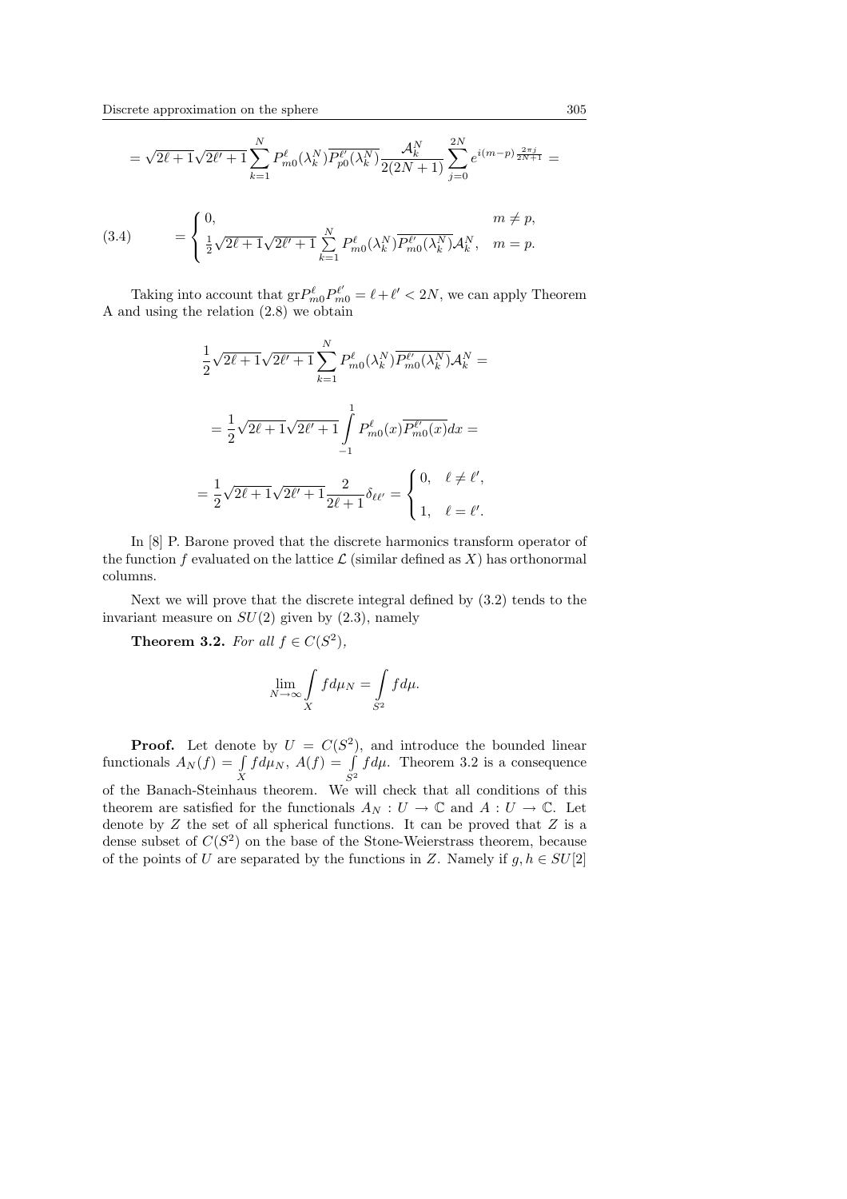$$= \sqrt{2\ell+1}\sqrt{2\ell'+1}\sum_{k=1}^{N} P^{\ell}_{m0}(\lambda^N_k)\overline{P^{\ell'}_{p0}(\lambda^N_k)}\frac{\mathcal{A}^N_k}{2(2N+1)}\sum_{j=0}^{2N} e^{i(m-p)\frac{2\pi j}{2N+1}} =$$

$$(3.4) \qquad = \begin{cases} 0, & m \neq p, \\ \frac{1}{2}\sqrt{2\ell+1}\sqrt{2\ell'+1}\sum\limits_{k=1}^{N} P^{\ell}_{m0}(\lambda^N_k)\overline{P^{\ell'}_{m0}(\lambda^N_k)}\mathcal{A}^N_k, & m = p. \end{cases}$$

Taking into account that $\mathrm{gr}P^{\ell}_{m0}P^{\ell'}_{m0} = \ell + \ell' < 2N$, we can apply Theorem A and using the relation (2.8) we obtain

$$\frac{1}{2}\sqrt{2\ell+1}\sqrt{2\ell'+1}\sum_{k=1}^{N} P^{\ell}_{m0}(\lambda^N_k)\overline{P^{\ell'}_{m0}(\lambda^N_k)}\mathcal{A}^N_k =$$

$$= \frac{1}{2}\sqrt{2\ell+1}\sqrt{2\ell'+1}\int_{-1}^{1} P^{\ell}_{m0}(x)\overline{P^{\ell'}_{m0}(x)}dx =$$

$$= \frac{1}{2}\sqrt{2\ell+1}\sqrt{2\ell'+1}\frac{2}{2\ell+1}\delta_{\ell\ell'} = \begin{cases} 0, & \ell \neq \ell', \\ 1, & \ell = \ell'. \end{cases}$$

In [8] P. Barone proved that the discrete harmonics transform operator of the function $f$ evaluated on the lattice $\mathcal{L}$ (similar defined as $X$) has orthonormal columns.

Next we will prove that the discrete integral defined by (3.2) tends to the invariant measure on $SU(2)$ given by (2.3), namely

**Theorem 3.2.** *For all $f \in C(S^2)$,*

$$\lim_{N\to\infty}\int_X f d\mu_N = \int_{S^2} f d\mu.$$

**Proof.** Let denote by $U = C(S^2)$, and introduce the bounded linear functionals $A_N(f) = \int\limits_X f d\mu_N$, $A(f) = \int\limits_{S^2} f d\mu$. Theorem 3.2 is a consequence of the Banach-Steinhaus theorem. We will check that all conditions of this theorem are satisfied for the functionals $A_N : U \to \mathbb{C}$ and $A : U \to \mathbb{C}$. Let denote by $Z$ the set of all spherical functions. It can be proved that $Z$ is a dense subset of $C(S^2)$ on the base of the Stone-Weierstrass theorem, because of the points of $U$ are separated by the functions in $Z$. Namely if $g, h \in SU[2]$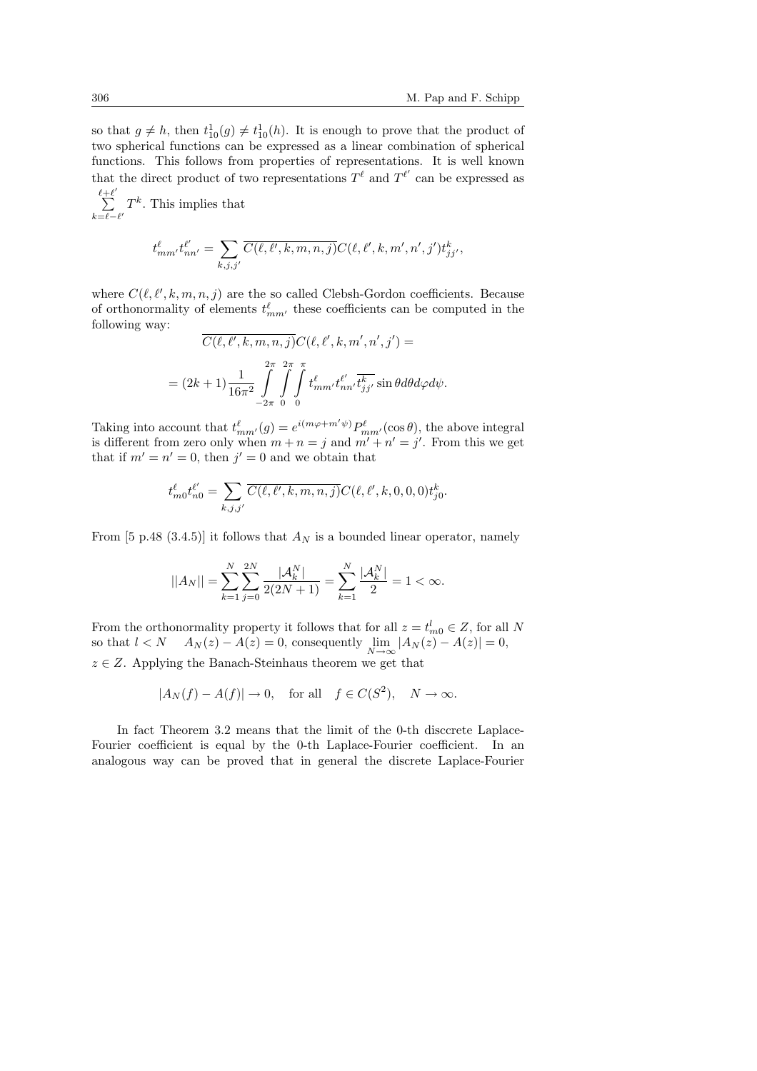so that $g \neq h$, then $t^1_{10}(g) \neq t^1_{10}(h)$. It is enough to prove that the product of two spherical functions can be expressed as a linear combination of spherical functions. This follows from properties of representations. It is well known that the direct product of two representations $T^\ell$ and $T^{\ell'}$ can be expressed as $\sum_{k=\ell-\ell'}^{\ell+\ell'} T^k$. This implies that

$$t^\ell_{mm'} t^{\ell'}_{nn'} = \sum_{k,j,j'} \overline{C(\ell,\ell',k,m,n,j)} C(\ell,\ell',k,m',n',j') t^k_{jj'},$$

where $C(\ell,\ell',k,m,n,j)$ are the so called Clebsh-Gordon coefficients. Because of orthonormality of elements $t^\ell_{mm'}$ these coefficients can be computed in the following way:

$$\overline{C(\ell,\ell',k,m,n,j)} C(\ell,\ell',k,m',n',j') =$$

$$= (2k+1)\frac{1}{16\pi^2} \int_{-2\pi}^{2\pi} \int_0^{2\pi} \int_0^{\pi} t^\ell_{mm'} t^{\ell'}_{nn'} \overline{t^k_{jj'}} \sin\theta d\theta d\varphi d\psi.$$

Taking into account that $t^\ell_{mm'}(g) = e^{i(m\varphi + m'\psi)} P^\ell_{mm'}(\cos\theta)$, the above integral is different from zero only when $m+n=j$ and $m'+n'=j'$. From this we get that if $m'=n'=0$, then $j'=0$ and we obtain that

$$t^\ell_{m0} t^{\ell'}_{n0} = \sum_{k,j,j'} \overline{C(\ell,\ell',k,m,n,j)} C(\ell,\ell',k,0,0,0) t^k_{j0}.$$

From [5 p.48 (3.4.5)] it follows that $A_N$ is a bounded linear operator, namely

$$||A_N|| = \sum_{k=1}^N \sum_{j=0}^{2N} \frac{|\mathcal{A}^N_k|}{2(2N+1)} = \sum_{k=1}^N \frac{|\mathcal{A}^N_k|}{2} = 1 < \infty.$$

From the orthonormality property it follows that for all $z = t^l_{m0} \in Z$, for all $N$ so that $l < N \quad A_N(z) - A(z) = 0$, consequently $\lim_{N\to\infty} |A_N(z) - A(z)| = 0$, $z \in Z$. Applying the Banach-Steinhaus theorem we get that

$$|A_N(f) - A(f)| \to 0, \quad \text{for all} \quad f \in C(S^2), \quad N \to \infty.$$

In fact Theorem 3.2 means that the limit of the 0-th disccrete Laplace-Fourier coefficient is equal by the 0-th Laplace-Fourier coefficient. In an analogous way can be proved that in general the discrete Laplace-Fourier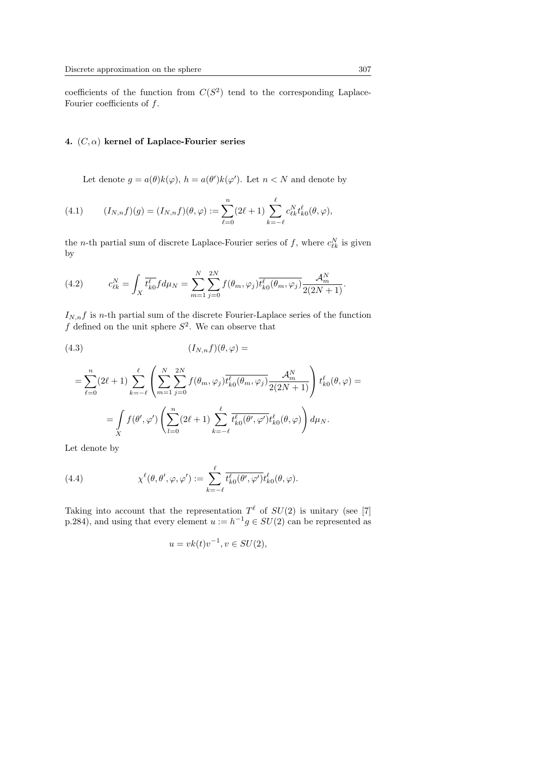coefficients of the function from $C(S^2)$ tend to the corresponding Laplace-Fourier coefficients of $f$.

## 4. $(C, \alpha)$ kernel of Laplace-Fourier series

Let denote $g = a(\theta)k(\varphi)$, $h = a(\theta')k(\varphi')$. Let $n < N$ and denote by

$$(I_{N,n}f)(g) = (I_{N,n}f)(\theta, \varphi) := \sum_{\ell=0}^{n}(2\ell+1)\sum_{k=-\ell}^{\ell} c_{\ell k}^{N} t_{k0}^{\ell}(\theta, \varphi), \tag{4.1}$$

the $n$-th partial sum of discrete Laplace-Fourier series of $f$, where $c_{\ell k}^{N}$ is given by

$$c_{\ell k}^{N} = \int_X \overline{t_{k0}^{\ell}} f d\mu_N = \sum_{m=1}^{N}\sum_{j=0}^{2N} f(\theta_m, \varphi_j)\overline{t_{k0}^{\ell}(\theta_m, \varphi_j)} \frac{\mathcal{A}_m^N}{2(2N+1)}. \tag{4.2}$$

$I_{N,n}f$ is $n$-th partial sum of the discrete Fourier-Laplace series of the function $f$ defined on the unit sphere $S^2$. We can observe that

$$(I_{N,n}f)(\theta, \varphi) = \tag{4.3}$$

$$= \sum_{\ell=0}^{n}(2\ell+1)\sum_{k=-\ell}^{\ell}\left(\sum_{m=1}^{N}\sum_{j=0}^{2N} f(\theta_m, \varphi_j)\overline{t_{k0}^{\ell}(\theta_m, \varphi_j)}\frac{\mathcal{A}_m^N}{2(2N+1)}\right) t_{k0}^{\ell}(\theta, \varphi) =$$

$$= \int_X f(\theta', \varphi')\left(\sum_{l=0}^{n}(2\ell+1)\sum_{k=-\ell}^{\ell}\overline{t_{k0}^{\ell}(\theta', \varphi')} t_{k0}^{\ell}(\theta, \varphi)\right) d\mu_N.$$

Let denote by

$$\chi^{\ell}(\theta, \theta', \varphi, \varphi') := \sum_{k=-\ell}^{\ell}\overline{t_{k0}^{\ell}(\theta', \varphi')} t_{k0}^{\ell}(\theta, \varphi). \tag{4.4}$$

Taking into account that the representation $T^{\ell}$ of $SU(2)$ is unitary (see [7] p.284), and using that every element $u := h^{-1}g \in SU(2)$ can be represented as

$$u = vk(t)v^{-1}, v \in SU(2),$$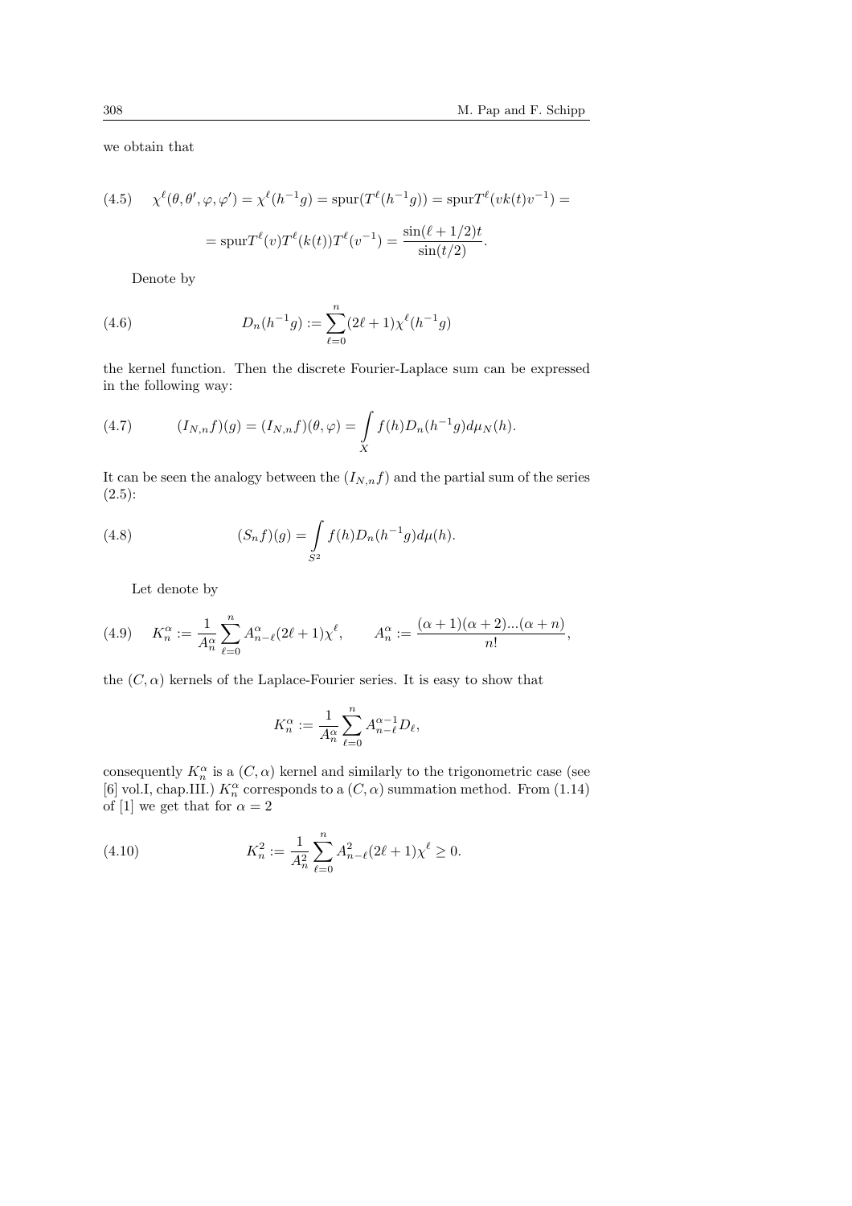we obtain that

$$
\begin{aligned}
(4.5)\qquad \chi^{\ell}(\theta,\theta',\varphi,\varphi') &= \chi^{\ell}(h^{-1}g) = \mathrm{spur}(T^{\ell}(h^{-1}g)) = \mathrm{spur}T^{\ell}(vk(t)v^{-1}) = \\
&= \mathrm{spur}T^{\ell}(v)T^{\ell}(k(t))T^{\ell}(v^{-1}) = \frac{\sin(\ell+1/2)t}{\sin(t/2)}.
\end{aligned}
$$

Denote by

$$
(4.6)\qquad D_n(h^{-1}g) := \sum_{\ell=0}^{n}(2\ell+1)\chi^{\ell}(h^{-1}g)
$$

the kernel function. Then the discrete Fourier-Laplace sum can be expressed in the following way:

$$
(4.7)\qquad (I_{N,n}f)(g) = (I_{N,n}f)(\theta,\varphi) = \int\limits_{X} f(h)D_n(h^{-1}g)d\mu_N(h).
$$

It can be seen the analogy between the $(I_{N,n}f)$ and the partial sum of the series (2.5):

$$
(4.8)\qquad (S_nf)(g) = \int\limits_{S^2} f(h)D_n(h^{-1}g)d\mu(h).
$$

Let denote by

$$
(4.9)\qquad K_n^{\alpha} := \frac{1}{A_n^{\alpha}}\sum_{\ell=0}^{n}A_{n-\ell}^{\alpha}(2\ell+1)\chi^{\ell}, \qquad A_n^{\alpha} := \frac{(\alpha+1)(\alpha+2)...(\alpha+n)}{n!},
$$

the $(C,\alpha)$ kernels of the Laplace-Fourier series. It is easy to show that

$$
K_n^{\alpha} := \frac{1}{A_n^{\alpha}}\sum_{\ell=0}^{n}A_{n-\ell}^{\alpha-1}D_{\ell},
$$

consequently $K_n^{\alpha}$ is a $(C,\alpha)$ kernel and similarly to the trigonometric case (see [6] vol.I, chap.III.) $K_n^{\alpha}$ corresponds to a $(C,\alpha)$ summation method. From (1.14) of [1] we get that for $\alpha = 2$

$$
(4.10)\qquad K_n^{2} := \frac{1}{A_n^{2}}\sum_{\ell=0}^{n}A_{n-\ell}^{2}(2\ell+1)\chi^{\ell} \geq 0.
$$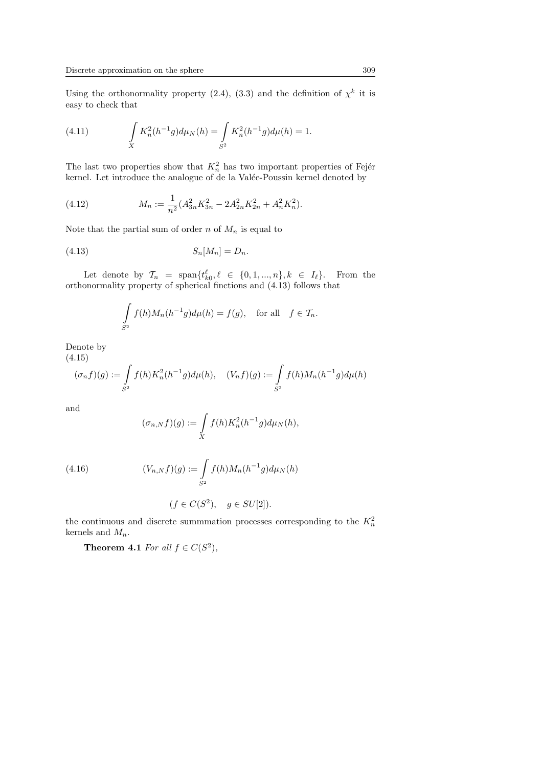Using the orthonormality property (2.4), (3.3) and the definition of $\chi^k$ it is easy to check that

$$\int_X K_n^2(h^{-1}g)d\mu_N(h) = \int_{S^2} K_n^2(h^{-1}g)d\mu(h) = 1. \tag{4.11}$$

The last two properties show that $K_n^2$ has two important properties of Fejér kernel. Let introduce the analogue of de la Valée-Poussin kernel denoted by

$$M_n := \frac{1}{n^2}(A_{3n}^2 K_{3n}^2 - 2A_{2n}^2 K_{2n}^2 + A_n^2 K_n^2). \tag{4.12}$$

Note that the partial sum of order $n$ of $M_n$ is equal to

$$S_n[M_n] = D_n. \tag{4.13}$$

Let denote by $\mathcal{T}_n = \text{span}\{t_{k0}^{\ell}, \ell \in \{0, 1, ..., n\}, k \in I_\ell\}$. From the orthonormality property of spherical finctions and (4.13) follows that

$$\int_{S^2} f(h) M_n(h^{-1}g)d\mu(h) = f(g), \quad \text{for all} \quad f \in \mathcal{T}_n.$$

Denote by

$$(\sigma_n f)(g) := \int_{S^2} f(h) K_n^2(h^{-1}g)d\mu(h), \quad (V_n f)(g) := \int_{S^2} f(h) M_n(h^{-1}g)d\mu(h) \tag{4.15}$$

and

$$(\sigma_{n,N} f)(g) := \int_X f(h) K_n^2(h^{-1}g)d\mu_N(h),$$

$$(V_{n,N} f)(g) := \int_{S^2} f(h) M_n(h^{-1}g)d\mu_N(h) \tag{4.16}$$

$$(f \in C(S^2), \quad g \in SU[2]).$$

the continuous and discrete summmation processes corresponding to the $K_n^2$ kernels and $M_n$.

**Theorem 4.1** *For all* $f \in C(S^2)$,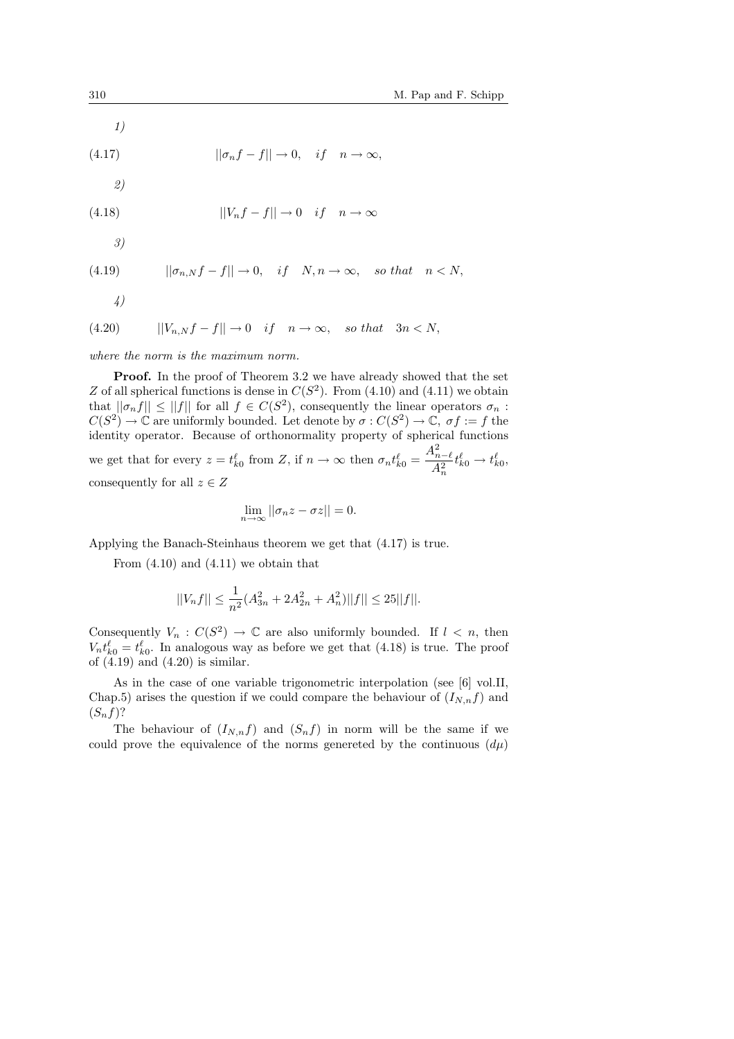*1)*

$$||\sigma_n f - f|| \to 0, \quad if \quad n \to \infty, \tag{4.17}$$

*2)*

$$||V_n f - f|| \to 0 \quad if \quad n \to \infty \tag{4.18}$$

*3)*

$$||\sigma_{n,N} f - f|| \to 0, \quad if \quad N, n \to \infty, \quad so\ that \quad n < N, \tag{4.19}$$

*4)*

$$||V_{n,N} f - f|| \to 0 \quad if \quad n \to \infty, \quad so\ that \quad 3n < N, \tag{4.20}$$

*where the norm is the maximum norm.*

**Proof.** In the proof of Theorem 3.2 we have already showed that the set $Z$ of all spherical functions is dense in $C(S^2)$. From (4.10) and (4.11) we obtain that $||\sigma_n f|| \leq ||f||$ for all $f \in C(S^2)$, consequently the linear operators $\sigma_n : C(S^2) \to \mathbb{C}$ are uniformly bounded. Let denote by $\sigma : C(S^2) \to \mathbb{C}$, $\sigma f := f$ the identity operator. Because of orthonormality property of spherical functions we get that for every $z = t_{k0}^\ell$ from $Z$, if $n \to \infty$ then $\sigma_n t_{k0}^\ell = \dfrac{A_{n-\ell}^2}{A_n^2} t_{k0}^\ell \to t_{k0}^\ell$, consequently for all $z \in Z$

$$\lim_{n \to \infty} ||\sigma_n z - \sigma z|| = 0.$$

Applying the Banach-Steinhaus theorem we get that (4.17) is true.

From (4.10) and (4.11) we obtain that

$$||V_n f|| \leq \frac{1}{n^2}(A_{3n}^2 + 2A_{2n}^2 + A_n^2)||f|| \leq 25||f||.$$

Consequently $V_n : C(S^2) \to \mathbb{C}$ are also uniformly bounded. If $l < n$, then $V_n t_{k0}^\ell = t_{k0}^\ell$. In analogous way as before we get that (4.18) is true. The proof of (4.19) and (4.20) is similar.

As in the case of one variable trigonometric interpolation (see [6] vol.II, Chap.5) arises the question if we could compare the behaviour of $(I_{N,n} f)$ and $(S_n f)$?

The behaviour of $(I_{N,n} f)$ and $(S_n f)$ in norm will be the same if we could prove the equivalence of the norms genereted by the continuous $(d\mu)$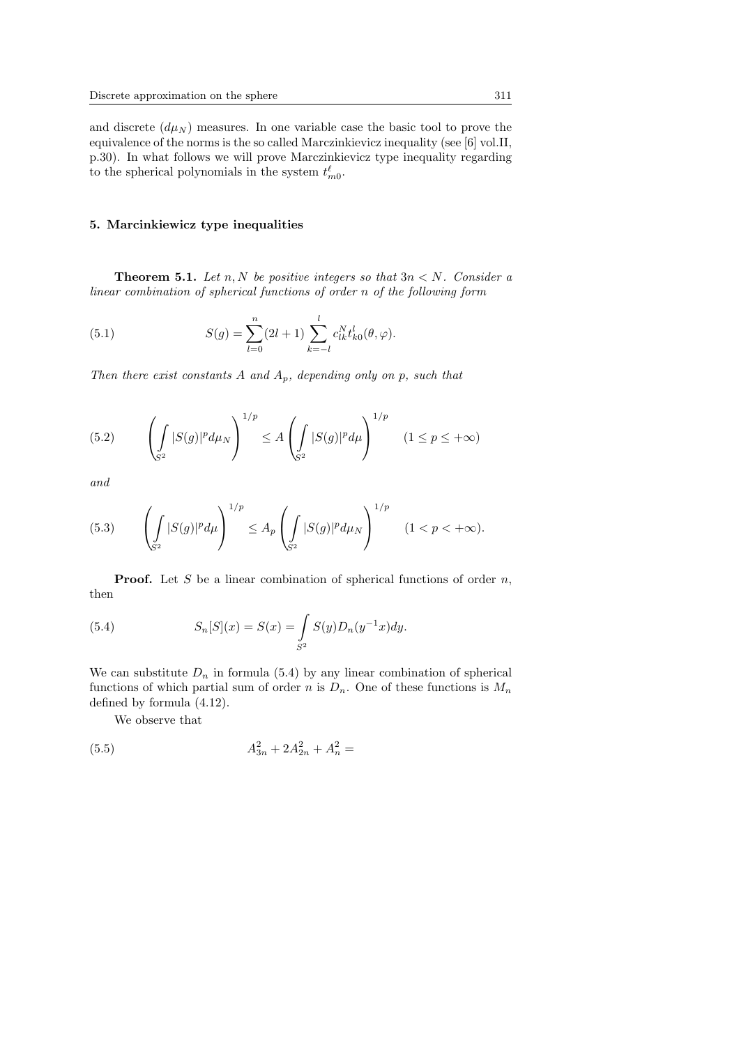and discrete ($d\mu_N$) measures. In one variable case the basic tool to prove the equivalence of the norms is the so called Marczinkievicz inequality (see [6] vol.II, p.30). In what follows we will prove Marczinkievicz type inequality regarding to the spherical polynomials in the system $t^{\ell}_{m0}$.

## 5. Marcinkiewicz type inequalities

**Theorem 5.1.** *Let $n, N$ be positive integers so that $3n < N$. Consider a linear combination of spherical functions of order $n$ of the following form*

$$S(g) = \sum_{l=0}^{n} (2l+1) \sum_{k=-l}^{l} c^N_{lk} t^l_{k0}(\theta, \varphi). \tag{5.1}$$

*Then there exist constants $A$ and $A_p$, depending only on $p$, such that*

$$\left( \int_{S^2} |S(g)|^p d\mu_N \right)^{1/p} \leq A \left( \int_{S^2} |S(g)|^p d\mu \right)^{1/p} \qquad (1 \leq p \leq +\infty) \tag{5.2}$$

*and*

$$\left( \int_{S^2} |S(g)|^p d\mu \right)^{1/p} \leq A_p \left( \int_{S^2} |S(g)|^p d\mu_N \right)^{1/p} \qquad (1 < p < +\infty). \tag{5.3}$$

**Proof.** Let $S$ be a linear combination of spherical functions of order $n$, then

$$S_n[S](x) = S(x) = \int_{S^2} S(y) D_n(y^{-1}x) dy. \tag{5.4}$$

We can substitute $D_n$ in formula (5.4) by any linear combination of spherical functions of which partial sum of order $n$ is $D_n$. One of these functions is $M_n$ defined by formula (4.12).

We observe that

$$A^2_{3n} + 2A^2_{2n} + A^2_n = \tag{5.5}$$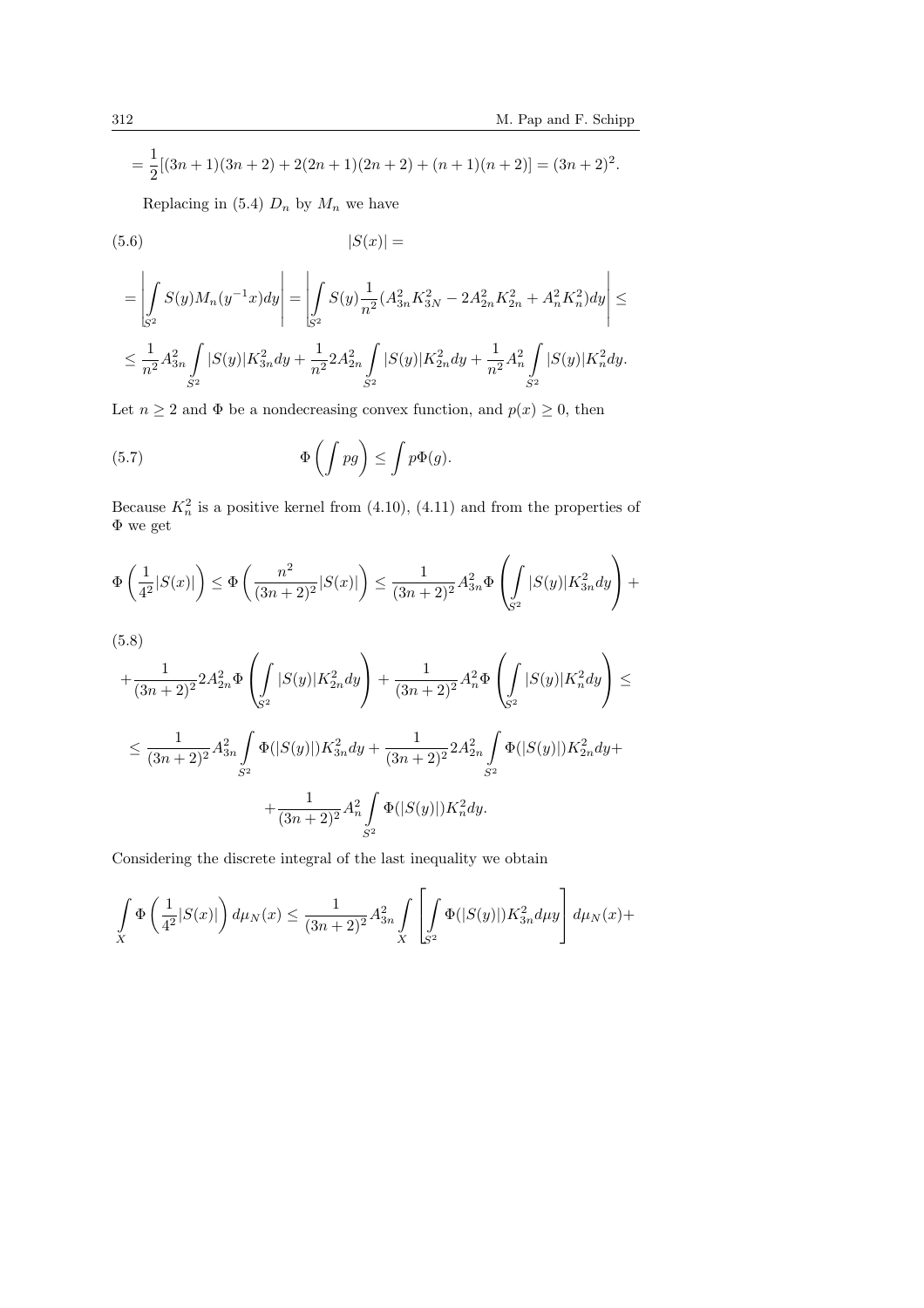$$= \frac{1}{2}[(3n+1)(3n+2) + 2(2n+1)(2n+2) + (n+1)(n+2)] = (3n+2)^2.$$

Replacing in (5.4) $D_n$ by $M_n$ we have

$$|S(x)| = \tag{5.6}$$

$$= \left| \int_{S^2} S(y) M_n(y^{-1}x) dy \right| = \left| \int_{S^2} S(y) \frac{1}{n^2} (A_{3n}^2 K_{3N}^2 - 2A_{2n}^2 K_{2n}^2 + A_n^2 K_n^2) dy \right| \leq$$

$$\leq \frac{1}{n^2} A_{3n}^2 \int_{S^2} |S(y)| K_{3n}^2 dy + \frac{1}{n^2} 2A_{2n}^2 \int_{S^2} |S(y)| K_{2n}^2 dy + \frac{1}{n^2} A_n^2 \int_{S^2} |S(y)| K_n^2 dy.$$

Let $n \geq 2$ and $\Phi$ be a nondecreasing convex function, and $p(x) \geq 0$, then

$$\Phi\left( \int pg \right) \leq \int p\Phi(g). \tag{5.7}$$

Because $K_n^2$ is a positive kernel from (4.10), (4.11) and from the properties of $\Phi$ we get

$$\Phi\left(\frac{1}{4^2}|S(x)|\right) \leq \Phi\left(\frac{n^2}{(3n+2)^2}|S(x)|\right) \leq \frac{1}{(3n+2)^2} A_{3n}^2 \Phi\left( \int_{S^2} |S(y)| K_{3n}^2 dy \right) +$$

(5.8)

$$+ \frac{1}{(3n+2)^2} 2A_{2n}^2 \Phi\left( \int_{S^2} |S(y)| K_{2n}^2 dy \right) + \frac{1}{(3n+2)^2} A_n^2 \Phi\left( \int_{S^2} |S(y)| K_n^2 dy \right) \leq$$

$$\leq \frac{1}{(3n+2)^2} A_{3n}^2 \int_{S^2} \Phi(|S(y)|) K_{3n}^2 dy + \frac{1}{(3n+2)^2} 2A_{2n}^2 \int_{S^2} \Phi(|S(y)|) K_{2n}^2 dy +$$

$$+ \frac{1}{(3n+2)^2} A_n^2 \int_{S^2} \Phi(|S(y)|) K_n^2 dy.$$

Considering the discrete integral of the last inequality we obtain

$$\int_X \Phi\left(\frac{1}{4^2}|S(x)|\right) d\mu_N(x) \leq \frac{1}{(3n+2)^2} A_{3n}^2 \int_X \left[ \int_{S^2} \Phi(|S(y)|) K_{3n}^2 d\mu y \right] d\mu_N(x) +$$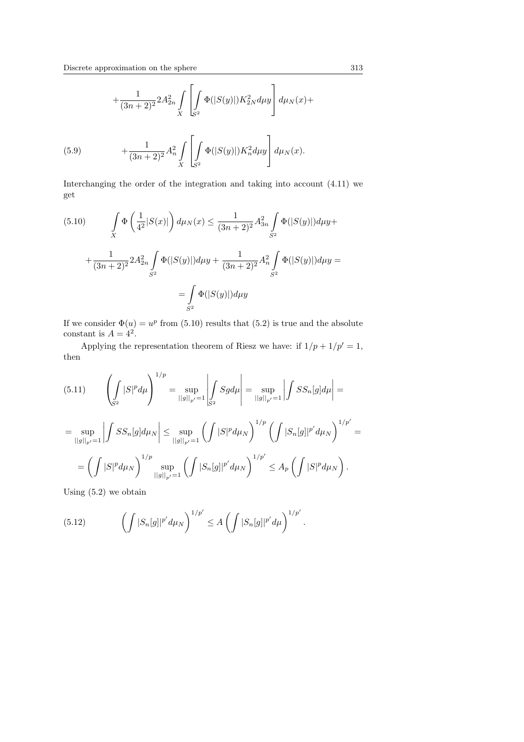$$+\frac{1}{(3n+2)^2}2A_{2n}^2\int\limits_X\left[\int\limits_{S^2}\Phi(|S(y)|)K_{2N}^2d\mu y\right]d\mu_N(x)+$$

$$+\frac{1}{(3n+2)^2}A_n^2\int\limits_X\left[\int\limits_{S^2}\Phi(|S(y)|)K_n^2d\mu y\right]d\mu_N(x). \tag{5.9}$$

Interchanging the order of the integration and taking into account (4.11) we get

$$\int\limits_X\Phi\left(\frac{1}{4^2}|S(x)|\right)d\mu_N(x)\leq\frac{1}{(3n+2)^2}A_{3n}^2\int\limits_{S^2}\Phi(|S(y)|)d\mu y+ \tag{5.10}$$

$$+\frac{1}{(3n+2)^2}2A_{2n}^2\int\limits_{S^2}\Phi(|S(y)|)d\mu y+\frac{1}{(3n+2)^2}A_n^2\int\limits_{S^2}\Phi(|S(y)|)d\mu y=$$

$$=\int\limits_{S^2}\Phi(|S(y)|)d\mu y$$

If we consider $\Phi(u)=u^p$ from (5.10) results that (5.2) is true and the absolute constant is $A=4^2$.

Applying the representation theorem of Riesz we have: if $1/p+1/p'=1$, then

$$\left(\int\limits_{S^2}|S|^p d\mu\right)^{1/p}=\sup_{||g||_{p'}=1}\left|\int\limits_{S^2}Sgd\mu\right|=\sup_{||g||_{p'}=1}\left|\int SS_n[g]d\mu\right|= \tag{5.11}$$

$$=\sup_{||g||_{p'}=1}\left|\int SS_n[g]d\mu_N\right|\leq\sup_{||g||_{p'}=1}\left(\int|S|^pd\mu_N\right)^{1/p}\left(\int|S_n[g]|^{p'}d\mu_N\right)^{1/p'}=$$

$$=\left(\int|S|^pd\mu_N\right)^{1/p}\sup_{||g||_{p'}=1}\left(\int|S_n[g]|^{p'}d\mu_N\right)^{1/p'}\leq A_p\left(\int|S|^pd\mu_N\right).$$

Using (5.2) we obtain

$$\left(\int|S_n[g]|^{p'}d\mu_N\right)^{1/p'}\leq A\left(\int|S_n[g]|^{p'}d\mu\right)^{1/p'}. \tag{5.12}$$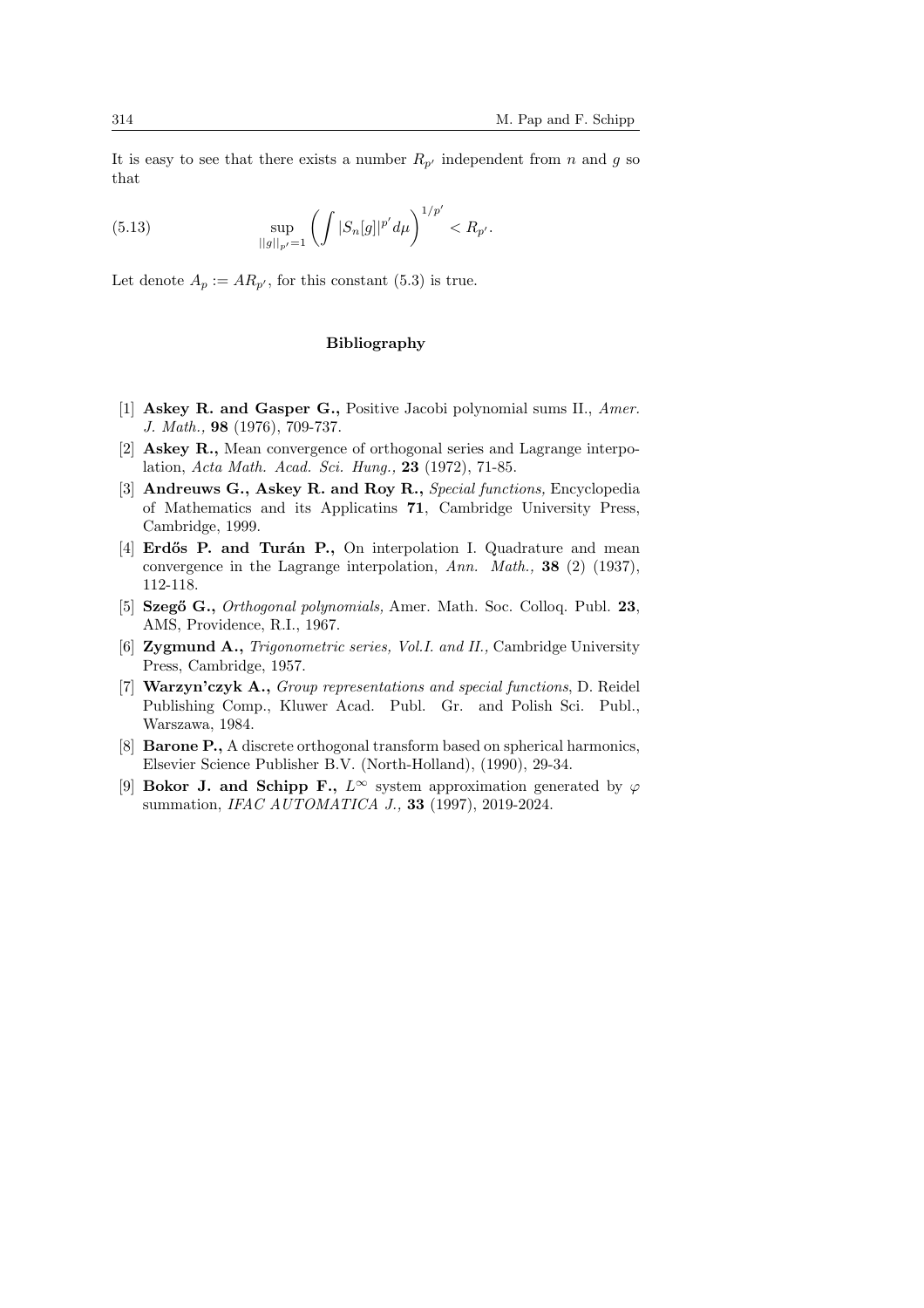It is easy to see that there exists a number $R_{p'}$ independent from $n$ and $g$ so that

$$\sup_{||g||_{p'}=1} \left( \int |S_n[g]|^{p'} d\mu \right)^{1/p'} < R_{p'}. \tag{5.13}$$

Let denote $A_p := AR_{p'}$, for this constant (5.3) is true.

## Bibliography

[1] **Askey R. and Gasper G.,** Positive Jacobi polynomial sums II., *Amer. J. Math.,* **98** (1976), 709-737.

[2] **Askey R.,** Mean convergence of orthogonal series and Lagrange interpolation, *Acta Math. Acad. Sci. Hung.,* **23** (1972), 71-85.

[3] **Andreuws G., Askey R. and Roy R.,** *Special functions,* Encyclopedia of Mathematics and its Applicatins **71**, Cambridge University Press, Cambridge, 1999.

[4] **Erdős P. and Turán P.,** On interpolation I. Quadrature and mean convergence in the Lagrange interpolation, *Ann. Math.,* **38** (2) (1937), 112-118.

[5] **Szegő G.,** *Orthogonal polynomials,* Amer. Math. Soc. Colloq. Publ. **23**, AMS, Providence, R.I., 1967.

[6] **Zygmund A.,** *Trigonometric series, Vol.I. and II.,* Cambridge University Press, Cambridge, 1957.

[7] **Warzyn'czyk A.,** *Group representations and special functions*, D. Reidel Publishing Comp., Kluwer Acad. Publ. Gr. and Polish Sci. Publ., Warszawa, 1984.

[8] **Barone P.,** A discrete orthogonal transform based on spherical harmonics, Elsevier Science Publisher B.V. (North-Holland), (1990), 29-34.

[9] **Bokor J. and Schipp F.,** $L^\infty$ system approximation generated by $\varphi$ summation, *IFAC AUTOMATICA J.,* **33** (1997), 2019-2024.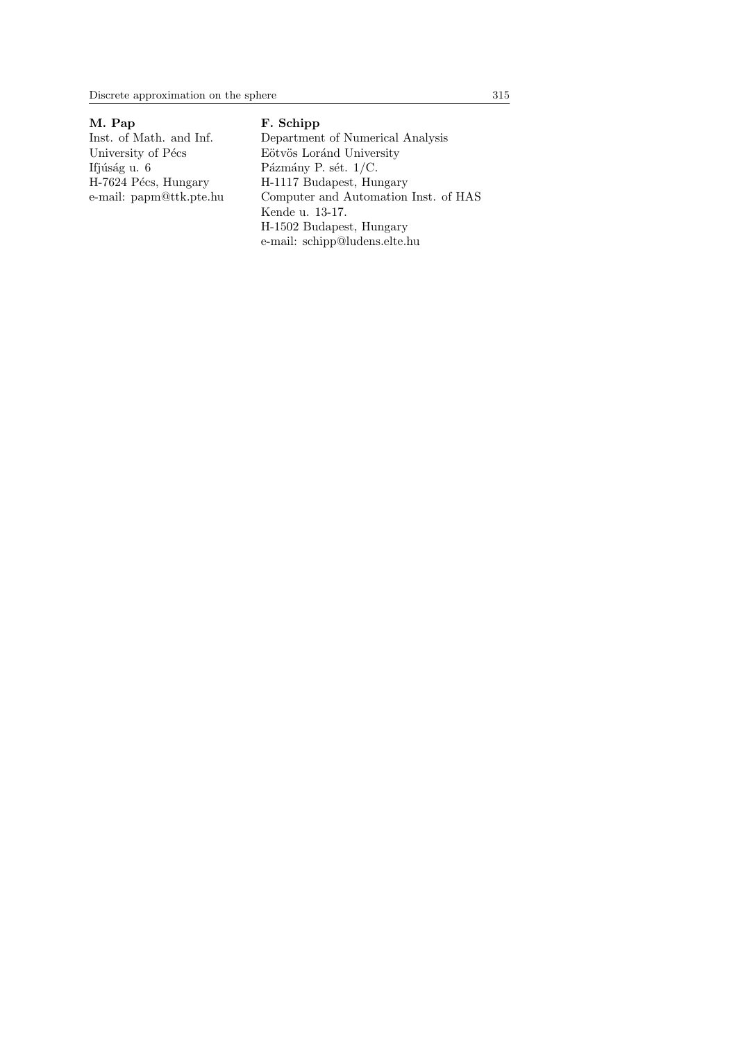**M. Pap**
Inst. of Math. and Inf.
University of Pécs
Ifjúság u. 6
H-7624 Pécs, Hungary
e-mail: papm@ttk.pte.hu

**F. Schipp**
Department of Numerical Analysis
Eötvös Loránd University
Pázmány P. sét. 1/C.
H-1117 Budapest, Hungary
Computer and Automation Inst. of HAS
Kende u. 13-17.
H-1502 Budapest, Hungary
e-mail: schipp@ludens.elte.hu